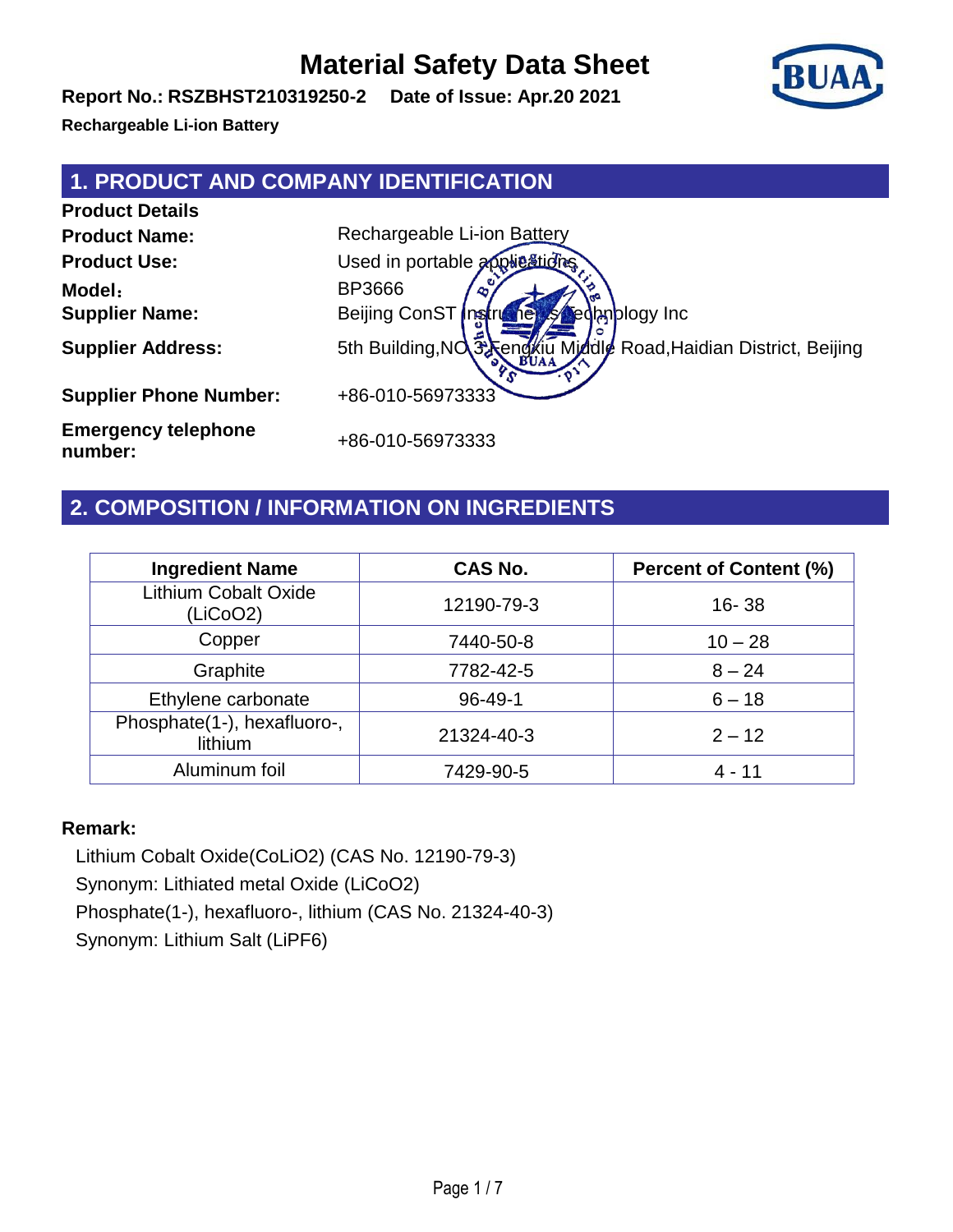# Material Safety Data Sheet

**Report No.: RSZBHST210319250-2 Date of Issue: Apr.20 2021**

**Rechargeable Li-ion Battery**

## 1. PRODUCT AND COMPANY IDENTIFICATION

**Product Details**

| | |
|---|---|
| **Product Name:** | Rechargeable Li-ion Battery |
| **Product Use:** | Used in portable applications |
| **Model：** | BP3666 |
| **Supplier Name:** | Beijing ConST Instruments Technology Inc |
| **Supplier Address:** | 5th Building,NO.3 Fengxiu Middle Road,Haidian District, Beijing |
| **Supplier Phone Number:** | +86-010-56973333 |
| **Emergency telephone number:** | +86-010-56973333 |

## 2. COMPOSITION / INFORMATION ON INGREDIENTS

| Ingredient Name | CAS No. | Percent of Content (%) |
|---|---|---|
| Lithium Cobalt Oxide (LiCoO2) | 12190-79-3 | 16- 38 |
| Copper | 7440-50-8 | 10 – 28 |
| Graphite | 7782-42-5 | 8 – 24 |
| Ethylene carbonate | 96-49-1 | 6 – 18 |
| Phosphate(1-), hexafluoro-, lithium | 21324-40-3 | 2 – 12 |
| Aluminum foil | 7429-90-5 | 4 - 11 |

**Remark:**

Lithium Cobalt Oxide(CoLiO2) (CAS No. 12190-79-3)

Synonym: Lithiated metal Oxide (LiCoO2)

Phosphate(1-), hexafluoro-, lithium (CAS No. 21324-40-3)

Synonym: Lithium Salt (LiPF6)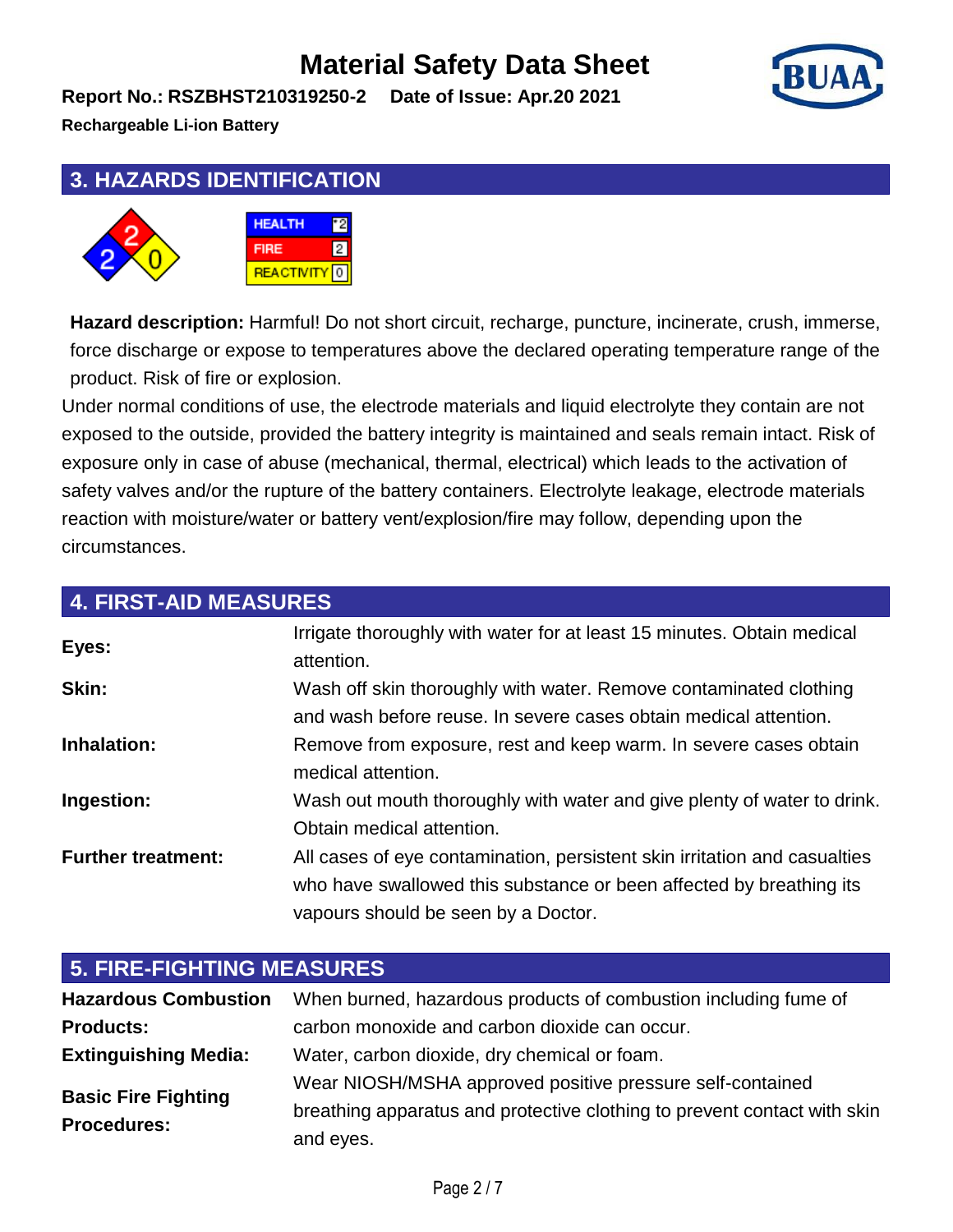# Material Safety Data Sheet

**Report No.: RSZBHST210319250-2 Date of Issue: Apr.20 2021**

**Rechargeable Li-ion Battery**

## 3. HAZARDS IDENTIFICATION

| HEALTH | *2 |
|---|---|
| FIRE | 2 |
| REACTIVITY | 0 |

**Hazard description:** Harmful! Do not short circuit, recharge, puncture, incinerate, crush, immerse, force discharge or expose to temperatures above the declared operating temperature range of the product. Risk of fire or explosion.

Under normal conditions of use, the electrode materials and liquid electrolyte they contain are not exposed to the outside, provided the battery integrity is maintained and seals remain intact. Risk of exposure only in case of abuse (mechanical, thermal, electrical) which leads to the activation of safety valves and/or the rupture of the battery containers. Electrolyte leakage, electrode materials reaction with moisture/water or battery vent/explosion/fire may follow, depending upon the circumstances.

## 4. FIRST-AID MEASURES

| | |
|---|---|
| **Eyes:** | Irrigate thoroughly with water for at least 15 minutes. Obtain medical attention. |
| **Skin:** | Wash off skin thoroughly with water. Remove contaminated clothing and wash before reuse. In severe cases obtain medical attention. |
| **Inhalation:** | Remove from exposure, rest and keep warm. In severe cases obtain medical attention. |
| **Ingestion:** | Wash out mouth thoroughly with water and give plenty of water to drink. Obtain medical attention. |
| **Further treatment:** | All cases of eye contamination, persistent skin irritation and casualties who have swallowed this substance or been affected by breathing its vapours should be seen by a Doctor. |

## 5. FIRE-FIGHTING MEASURES

| | |
|---|---|
| **Hazardous Combustion Products:** | When burned, hazardous products of combustion including fume of carbon monoxide and carbon dioxide can occur. |
| **Extinguishing Media:** | Water, carbon dioxide, dry chemical or foam. |
| **Basic Fire Fighting Procedures:** | Wear NIOSH/MSHA approved positive pressure self-contained breathing apparatus and protective clothing to prevent contact with skin and eyes. |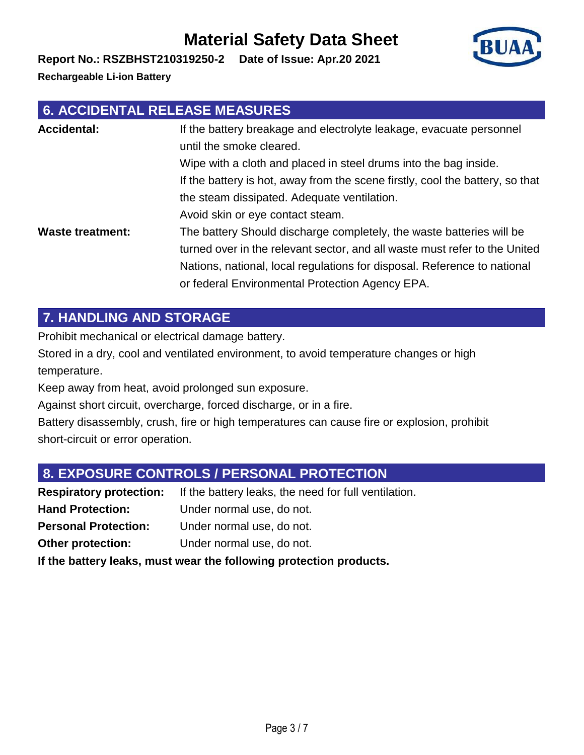## 6. ACCIDENTAL RELEASE MEASURES

**Accidental:** If the battery breakage and electrolyte leakage, evacuate personnel until the smoke cleared.
Wipe with a cloth and placed in steel drums into the bag inside.
If the battery is hot, away from the scene firstly, cool the battery, so that the steam dissipated. Adequate ventilation.
Avoid skin or eye contact steam.

**Waste treatment:** The battery Should discharge completely, the waste batteries will be turned over in the relevant sector, and all waste must refer to the United Nations, national, local regulations for disposal. Reference to national or federal Environmental Protection Agency EPA.

## 7. HANDLING AND STORAGE

Prohibit mechanical or electrical damage battery.
Stored in a dry, cool and ventilated environment, to avoid temperature changes or high temperature.
Keep away from heat, avoid prolonged sun exposure.
Against short circuit, overcharge, forced discharge, or in a fire.
Battery disassembly, crush, fire or high temperatures can cause fire or explosion, prohibit short-circuit or error operation.

## 8. EXPOSURE CONTROLS / PERSONAL PROTECTION

**Respiratory protection:** If the battery leaks, the need for full ventilation.
**Hand Protection:** Under normal use, do not.
**Personal Protection:** Under normal use, do not.
**Other protection:** Under normal use, do not.

**If the battery leaks, must wear the following protection products.**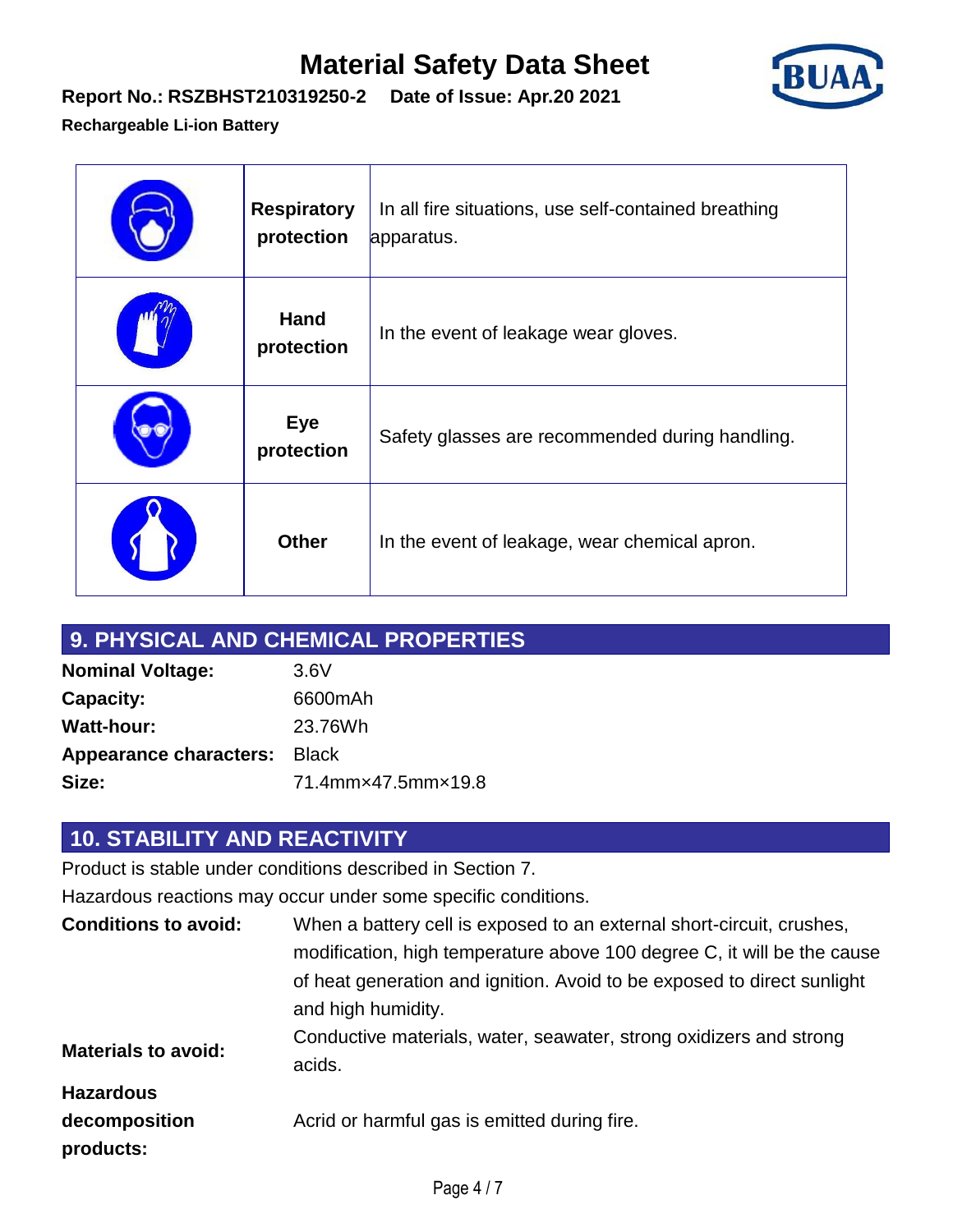| | | |
|---|---|---|
| | **Respiratory protection** | In all fire situations, use self-contained breathing apparatus. |
| | **Hand protection** | In the event of leakage wear gloves. |
| | **Eye protection** | Safety glasses are recommended during handling. |
| | **Other** | In the event of leakage, wear chemical apron. |

## 9. PHYSICAL AND CHEMICAL PROPERTIES

**Nominal Voltage:** 3.6V
**Capacity:** 6600mAh
**Watt-hour:** 23.76Wh
**Appearance characters:** Black
**Size:** 71.4mm×47.5mm×19.8

## 10. STABILITY AND REACTIVITY

Product is stable under conditions described in Section 7.

Hazardous reactions may occur under some specific conditions.

**Conditions to avoid:** When a battery cell is exposed to an external short-circuit, crushes, modification, high temperature above 100 degree C, it will be the cause of heat generation and ignition. Avoid to be exposed to direct sunlight and high humidity.

**Materials to avoid:** Conductive materials, water, seawater, strong oxidizers and strong acids.

**Hazardous decomposition products:** Acrid or harmful gas is emitted during fire.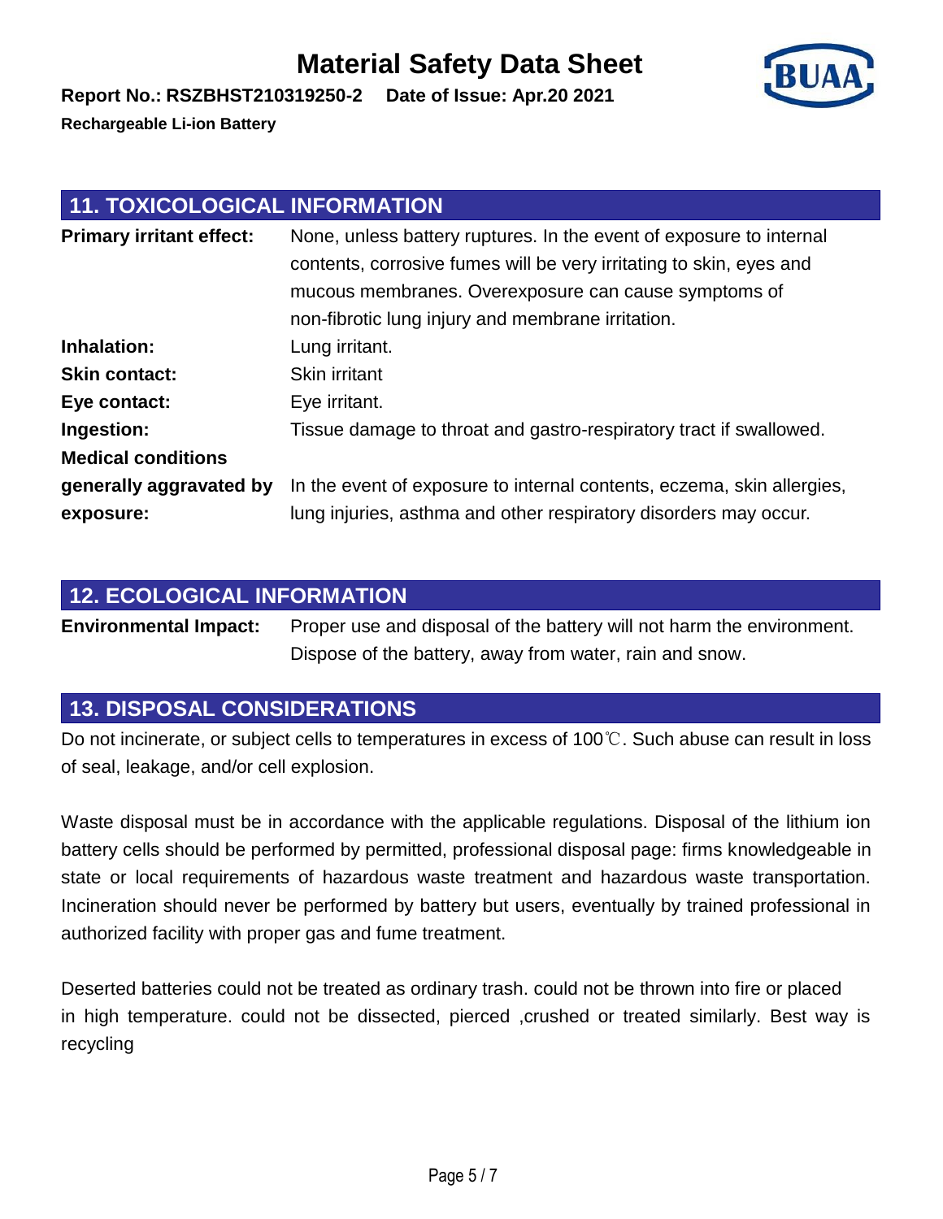## 11. TOXICOLOGICAL INFORMATION

| | |
|---|---|
| **Primary irritant effect:** | None, unless battery ruptures. In the event of exposure to internal contents, corrosive fumes will be very irritating to skin, eyes and mucous membranes. Overexposure can cause symptoms of non-fibrotic lung injury and membrane irritation. |
| **Inhalation:** | Lung irritant. |
| **Skin contact:** | Skin irritant |
| **Eye contact:** | Eye irritant. |
| **Ingestion:** | Tissue damage to throat and gastro-respiratory tract if swallowed. |
| **Medical conditions generally aggravated by exposure:** | In the event of exposure to internal contents, eczema, skin allergies, lung injuries, asthma and other respiratory disorders may occur. |

## 12. ECOLOGICAL INFORMATION

| | |
|---|---|
| **Environmental Impact:** | Proper use and disposal of the battery will not harm the environment. Dispose of the battery, away from water, rain and snow. |

## 13. DISPOSAL CONSIDERATIONS

Do not incinerate, or subject cells to temperatures in excess of 100℃. Such abuse can result in loss of seal, leakage, and/or cell explosion.

Waste disposal must be in accordance with the applicable regulations. Disposal of the lithium ion battery cells should be performed by permitted, professional disposal page: firms knowledgeable in state or local requirements of hazardous waste treatment and hazardous waste transportation. Incineration should never be performed by battery but users, eventually by trained professional in authorized facility with proper gas and fume treatment.

Deserted batteries could not be treated as ordinary trash. could not be thrown into fire or placed in high temperature. could not be dissected, pierced ,crushed or treated similarly. Best way is recycling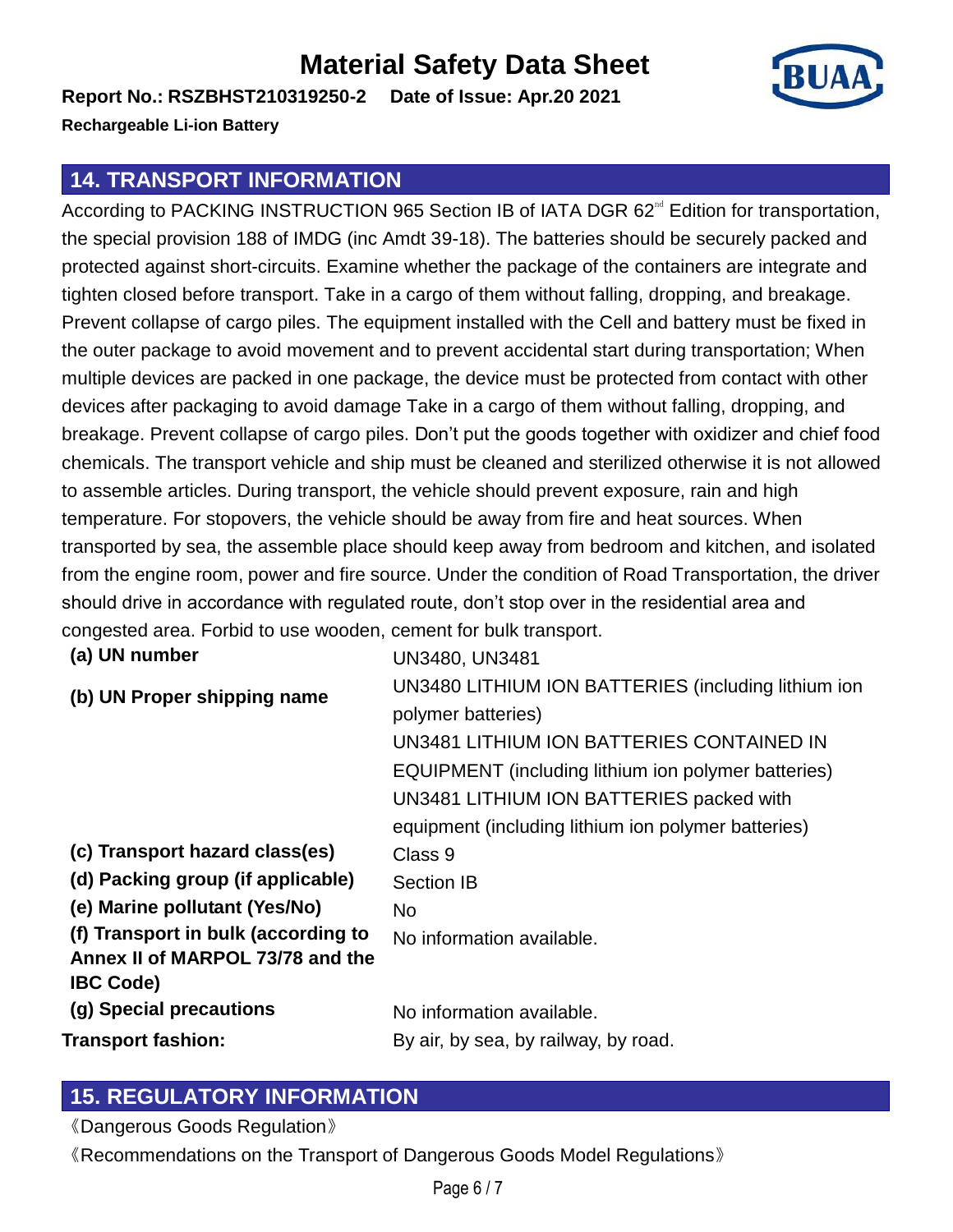## 14. TRANSPORT INFORMATION

According to PACKING INSTRUCTION 965 Section IB of IATA DGR 62[nd] Edition for transportation, the special provision 188 of IMDG (inc Amdt 39-18). The batteries should be securely packed and protected against short-circuits. Examine whether the package of the containers are integrate and tighten closed before transport. Take in a cargo of them without falling, dropping, and breakage. Prevent collapse of cargo piles. The equipment installed with the Cell and battery must be fixed in the outer package to avoid movement and to prevent accidental start during transportation; When multiple devices are packed in one package, the device must be protected from contact with other devices after packaging to avoid damage Take in a cargo of them without falling, dropping, and breakage. Prevent collapse of cargo piles. Don't put the goods together with oxidizer and chief food chemicals. The transport vehicle and ship must be cleaned and sterilized otherwise it is not allowed to assemble articles. During transport, the vehicle should prevent exposure, rain and high temperature. For stopovers, the vehicle should be away from fire and heat sources. When transported by sea, the assemble place should keep away from bedroom and kitchen, and isolated from the engine room, power and fire source. Under the condition of Road Transportation, the driver should drive in accordance with regulated route, don't stop over in the residential area and congested area. Forbid to use wooden, cement for bulk transport.

| | |
|---|---|
| **(a) UN number** | UN3480, UN3481 |
| **(b) UN Proper shipping name** | UN3480 LITHIUM ION BATTERIES (including lithium ion polymer batteries)<br>UN3481 LITHIUM ION BATTERIES CONTAINED IN EQUIPMENT (including lithium ion polymer batteries)<br>UN3481 LITHIUM ION BATTERIES packed with equipment (including lithium ion polymer batteries) |
| **(c) Transport hazard class(es)** | Class 9 |
| **(d) Packing group (if applicable)** | Section IB |
| **(e) Marine pollutant (Yes/No)** | No |
| **(f) Transport in bulk (according to Annex II of MARPOL 73/78 and the IBC Code)** | No information available. |
| **(g) Special precautions** | No information available. |
| **Transport fashion:** | By air, by sea, by railway, by road. |

## 15. REGULATORY INFORMATION

《Dangerous Goods Regulation》

《Recommendations on the Transport of Dangerous Goods Model Regulations》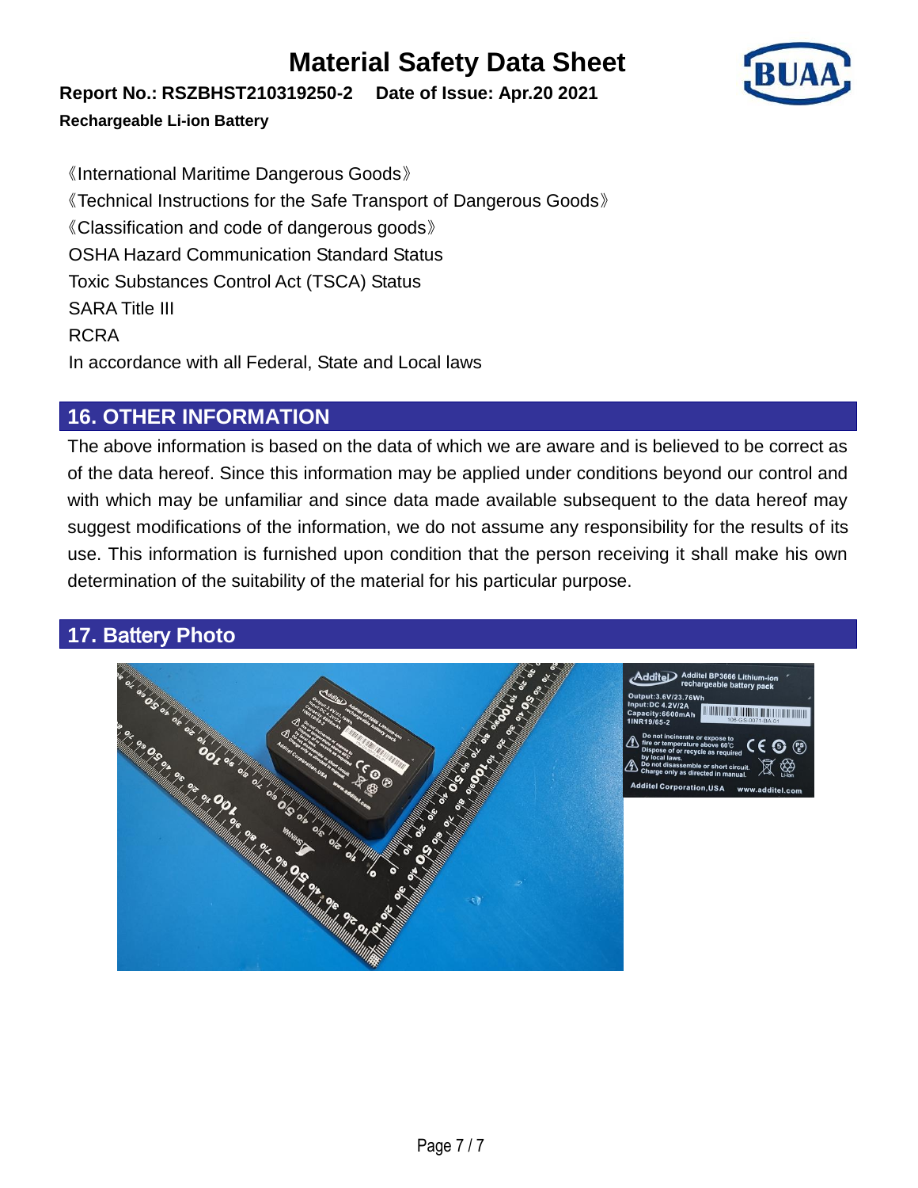《International Maritime Dangerous Goods》

《Technical Instructions for the Safe Transport of Dangerous Goods》

《Classification and code of dangerous goods》

OSHA Hazard Communication Standard Status

Toxic Substances Control Act (TSCA) Status

SARA Title III

RCRA

In accordance with all Federal, State and Local laws

## 16. OTHER INFORMATION

The above information is based on the data of which we are aware and is believed to be correct as of the data hereof. Since this information may be applied under conditions beyond our control and with which may be unfamiliar and since data made available subsequent to the data hereof may suggest modifications of the information, we do not assume any responsibility for the results of its use. This information is furnished upon condition that the person receiving it shall make his own determination of the suitability of the material for his particular purpose.

## 17. Battery Photo